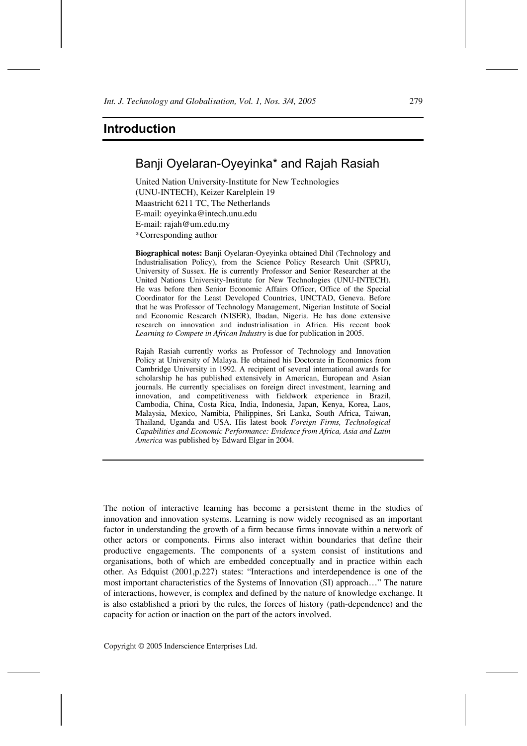# Introduction

## Banji Oyelaran-Oyeyinka* and Rajah Rasiah

United Nation University-Institute for New Technologies
(UNU-INTECH), Keizer Karelplein 19
Maastricht 6211 TC, The Netherlands
E-mail: oyeyinka@intech.unu.edu
E-mail: rajah@um.edu.my
*Corresponding author

**Biographical notes:** Banji Oyelaran-Oyeyinka obtained Dhil (Technology and Industrialisation Policy), from the Science Policy Research Unit (SPRU), University of Sussex. He is currently Professor and Senior Researcher at the United Nations University-Institute for New Technologies (UNU-INTECH). He was before then Senior Economic Affairs Officer, Office of the Special Coordinator for the Least Developed Countries, UNCTAD, Geneva. Before that he was Professor of Technology Management, Nigerian Institute of Social and Economic Research (NISER), Ibadan, Nigeria. He has done extensive research on innovation and industrialisation in Africa. His recent book *Learning to Compete in African Industry* is due for publication in 2005.

Rajah Rasiah currently works as Professor of Technology and Innovation Policy at University of Malaya. He obtained his Doctorate in Economics from Cambridge University in 1992. A recipient of several international awards for scholarship he has published extensively in American, European and Asian journals. He currently specialises on foreign direct investment, learning and innovation, and competitiveness with fieldwork experience in Brazil, Cambodia, China, Costa Rica, India, Indonesia, Japan, Kenya, Korea, Laos, Malaysia, Mexico, Namibia, Philippines, Sri Lanka, South Africa, Taiwan, Thailand, Uganda and USA. His latest book *Foreign Firms, Technological Capabilities and Economic Performance: Evidence from Africa, Asia and Latin America* was published by Edward Elgar in 2004.

The notion of interactive learning has become a persistent theme in the studies of innovation and innovation systems. Learning is now widely recognised as an important factor in understanding the growth of a firm because firms innovate within a network of other actors or components. Firms also interact within boundaries that define their productive engagements. The components of a system consist of institutions and organisations, both of which are embedded conceptually and in practice within each other. As Edquist (2001,p.227) states: "Interactions and interdependence is one of the most important characteristics of the Systems of Innovation (SI) approach…" The nature of interactions, however, is complex and defined by the nature of knowledge exchange. It is also established a priori by the rules, the forces of history (path-dependence) and the capacity for action or inaction on the part of the actors involved.

Copyright © 2005 Inderscience Enterprises Ltd.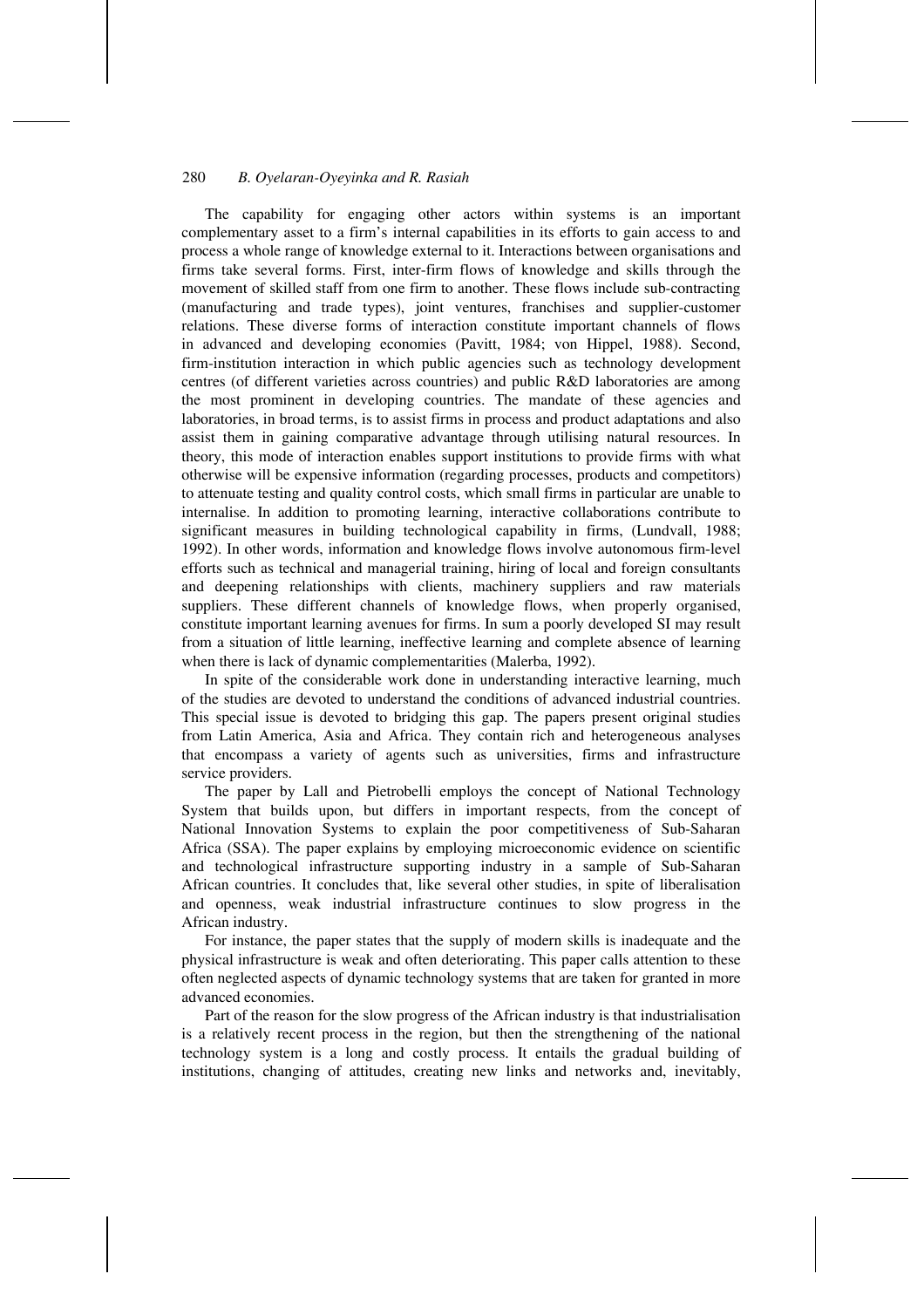The capability for engaging other actors within systems is an important complementary asset to a firm's internal capabilities in its efforts to gain access to and process a whole range of knowledge external to it. Interactions between organisations and firms take several forms. First, inter-firm flows of knowledge and skills through the movement of skilled staff from one firm to another. These flows include sub-contracting (manufacturing and trade types), joint ventures, franchises and supplier-customer relations. These diverse forms of interaction constitute important channels of flows in advanced and developing economies (Pavitt, 1984; von Hippel, 1988). Second, firm-institution interaction in which public agencies such as technology development centres (of different varieties across countries) and public R&D laboratories are among the most prominent in developing countries. The mandate of these agencies and laboratories, in broad terms, is to assist firms in process and product adaptations and also assist them in gaining comparative advantage through utilising natural resources. In theory, this mode of interaction enables support institutions to provide firms with what otherwise will be expensive information (regarding processes, products and competitors) to attenuate testing and quality control costs, which small firms in particular are unable to internalise. In addition to promoting learning, interactive collaborations contribute to significant measures in building technological capability in firms, (Lundvall, 1988; 1992). In other words, information and knowledge flows involve autonomous firm-level efforts such as technical and managerial training, hiring of local and foreign consultants and deepening relationships with clients, machinery suppliers and raw materials suppliers. These different channels of knowledge flows, when properly organised, constitute important learning avenues for firms. In sum a poorly developed SI may result from a situation of little learning, ineffective learning and complete absence of learning when there is lack of dynamic complementarities (Malerba, 1992).

In spite of the considerable work done in understanding interactive learning, much of the studies are devoted to understand the conditions of advanced industrial countries. This special issue is devoted to bridging this gap. The papers present original studies from Latin America, Asia and Africa. They contain rich and heterogeneous analyses that encompass a variety of agents such as universities, firms and infrastructure service providers.

The paper by Lall and Pietrobelli employs the concept of National Technology System that builds upon, but differs in important respects, from the concept of National Innovation Systems to explain the poor competitiveness of Sub-Saharan Africa (SSA). The paper explains by employing microeconomic evidence on scientific and technological infrastructure supporting industry in a sample of Sub-Saharan African countries. It concludes that, like several other studies, in spite of liberalisation and openness, weak industrial infrastructure continues to slow progress in the African industry.

For instance, the paper states that the supply of modern skills is inadequate and the physical infrastructure is weak and often deteriorating. This paper calls attention to these often neglected aspects of dynamic technology systems that are taken for granted in more advanced economies.

Part of the reason for the slow progress of the African industry is that industrialisation is a relatively recent process in the region, but then the strengthening of the national technology system is a long and costly process. It entails the gradual building of institutions, changing of attitudes, creating new links and networks and, inevitably,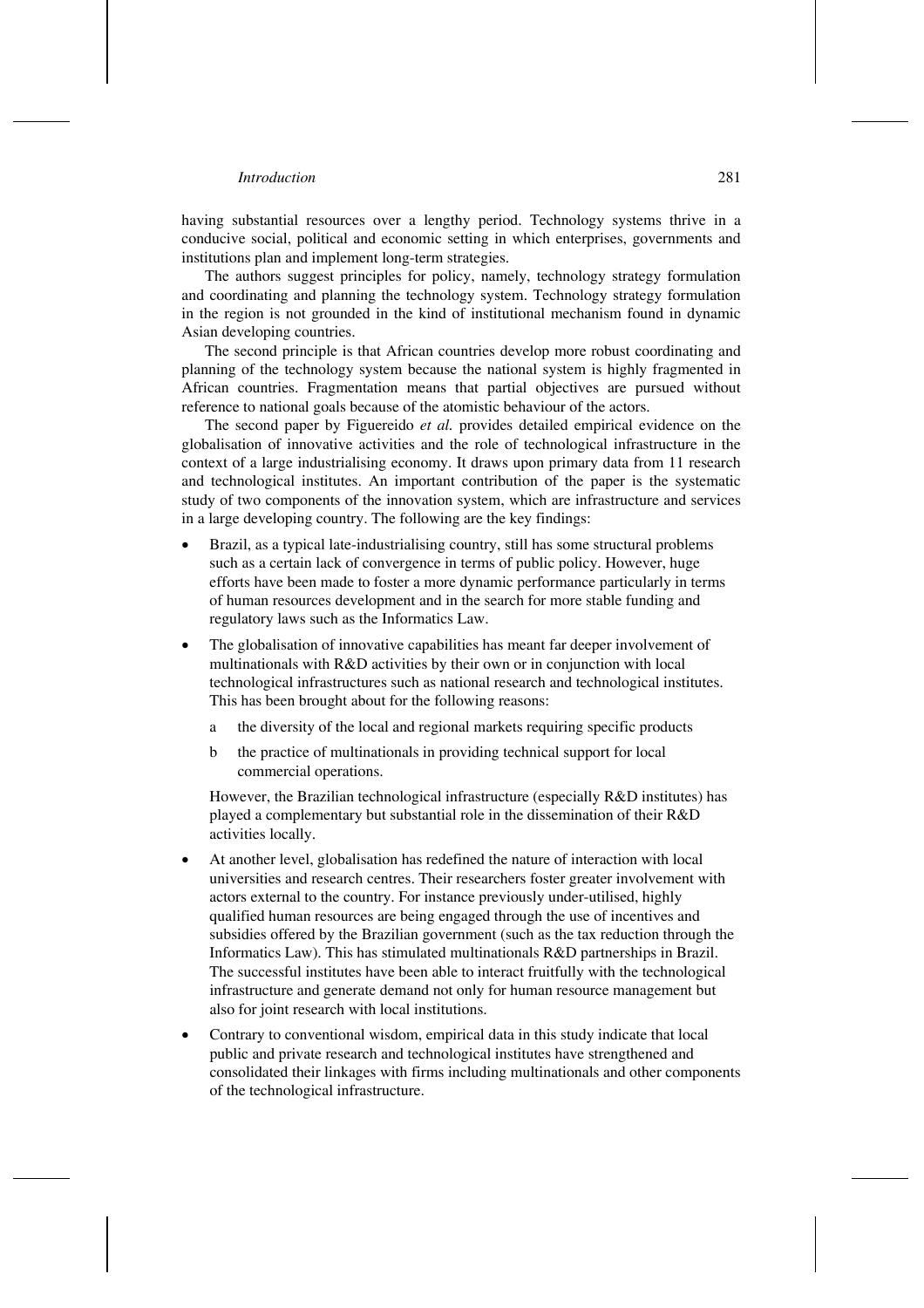having substantial resources over a lengthy period. Technology systems thrive in a conducive social, political and economic setting in which enterprises, governments and institutions plan and implement long-term strategies.

The authors suggest principles for policy, namely, technology strategy formulation and coordinating and planning the technology system. Technology strategy formulation in the region is not grounded in the kind of institutional mechanism found in dynamic Asian developing countries.

The second principle is that African countries develop more robust coordinating and planning of the technology system because the national system is highly fragmented in African countries. Fragmentation means that partial objectives are pursued without reference to national goals because of the atomistic behaviour of the actors.

The second paper by Figuereido *et al.* provides detailed empirical evidence on the globalisation of innovative activities and the role of technological infrastructure in the context of a large industrialising economy. It draws upon primary data from 11 research and technological institutes. An important contribution of the paper is the systematic study of two components of the innovation system, which are infrastructure and services in a large developing country. The following are the key findings:

- Brazil, as a typical late-industrialising country, still has some structural problems such as a certain lack of convergence in terms of public policy. However, huge efforts have been made to foster a more dynamic performance particularly in terms of human resources development and in the search for more stable funding and regulatory laws such as the Informatics Law.
- The globalisation of innovative capabilities has meant far deeper involvement of multinationals with R&D activities by their own or in conjunction with local technological infrastructures such as national research and technological institutes. This has been brought about for the following reasons:
  - a the diversity of the local and regional markets requiring specific products
  - b the practice of multinationals in providing technical support for local commercial operations.

  However, the Brazilian technological infrastructure (especially R&D institutes) has played a complementary but substantial role in the dissemination of their R&D activities locally.
- At another level, globalisation has redefined the nature of interaction with local universities and research centres. Their researchers foster greater involvement with actors external to the country. For instance previously under-utilised, highly qualified human resources are being engaged through the use of incentives and subsidies offered by the Brazilian government (such as the tax reduction through the Informatics Law). This has stimulated multinationals R&D partnerships in Brazil. The successful institutes have been able to interact fruitfully with the technological infrastructure and generate demand not only for human resource management but also for joint research with local institutions.
- Contrary to conventional wisdom, empirical data in this study indicate that local public and private research and technological institutes have strengthened and consolidated their linkages with firms including multinationals and other components of the technological infrastructure.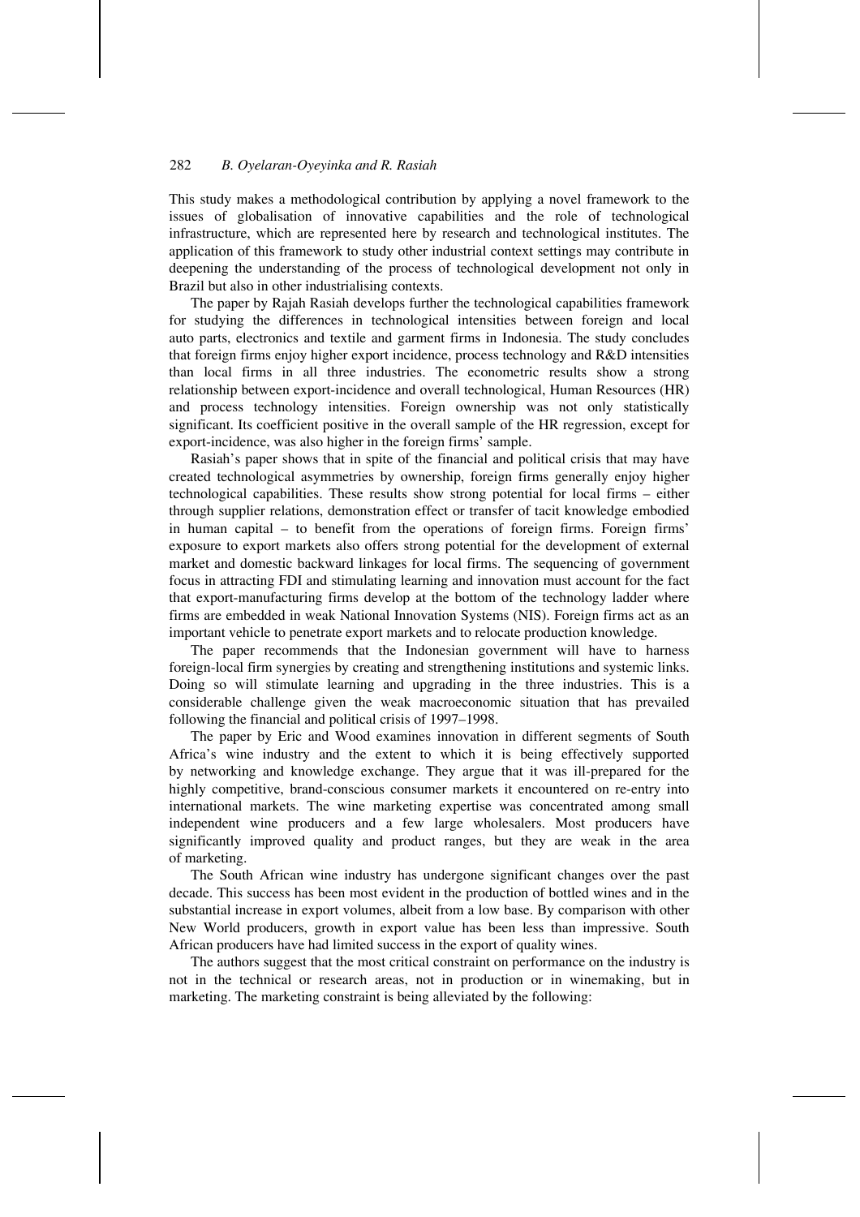This study makes a methodological contribution by applying a novel framework to the issues of globalisation of innovative capabilities and the role of technological infrastructure, which are represented here by research and technological institutes. The application of this framework to study other industrial context settings may contribute in deepening the understanding of the process of technological development not only in Brazil but also in other industrialising contexts.

The paper by Rajah Rasiah develops further the technological capabilities framework for studying the differences in technological intensities between foreign and local auto parts, electronics and textile and garment firms in Indonesia. The study concludes that foreign firms enjoy higher export incidence, process technology and R&D intensities than local firms in all three industries. The econometric results show a strong relationship between export-incidence and overall technological, Human Resources (HR) and process technology intensities. Foreign ownership was not only statistically significant. Its coefficient positive in the overall sample of the HR regression, except for export-incidence, was also higher in the foreign firms' sample.

Rasiah's paper shows that in spite of the financial and political crisis that may have created technological asymmetries by ownership, foreign firms generally enjoy higher technological capabilities. These results show strong potential for local firms – either through supplier relations, demonstration effect or transfer of tacit knowledge embodied in human capital – to benefit from the operations of foreign firms. Foreign firms' exposure to export markets also offers strong potential for the development of external market and domestic backward linkages for local firms. The sequencing of government focus in attracting FDI and stimulating learning and innovation must account for the fact that export-manufacturing firms develop at the bottom of the technology ladder where firms are embedded in weak National Innovation Systems (NIS). Foreign firms act as an important vehicle to penetrate export markets and to relocate production knowledge.

The paper recommends that the Indonesian government will have to harness foreign-local firm synergies by creating and strengthening institutions and systemic links. Doing so will stimulate learning and upgrading in the three industries. This is a considerable challenge given the weak macroeconomic situation that has prevailed following the financial and political crisis of 1997–1998.

The paper by Eric and Wood examines innovation in different segments of South Africa's wine industry and the extent to which it is being effectively supported by networking and knowledge exchange. They argue that it was ill-prepared for the highly competitive, brand-conscious consumer markets it encountered on re-entry into international markets. The wine marketing expertise was concentrated among small independent wine producers and a few large wholesalers. Most producers have significantly improved quality and product ranges, but they are weak in the area of marketing.

The South African wine industry has undergone significant changes over the past decade. This success has been most evident in the production of bottled wines and in the substantial increase in export volumes, albeit from a low base. By comparison with other New World producers, growth in export value has been less than impressive. South African producers have had limited success in the export of quality wines.

The authors suggest that the most critical constraint on performance on the industry is not in the technical or research areas, not in production or in winemaking, but in marketing. The marketing constraint is being alleviated by the following: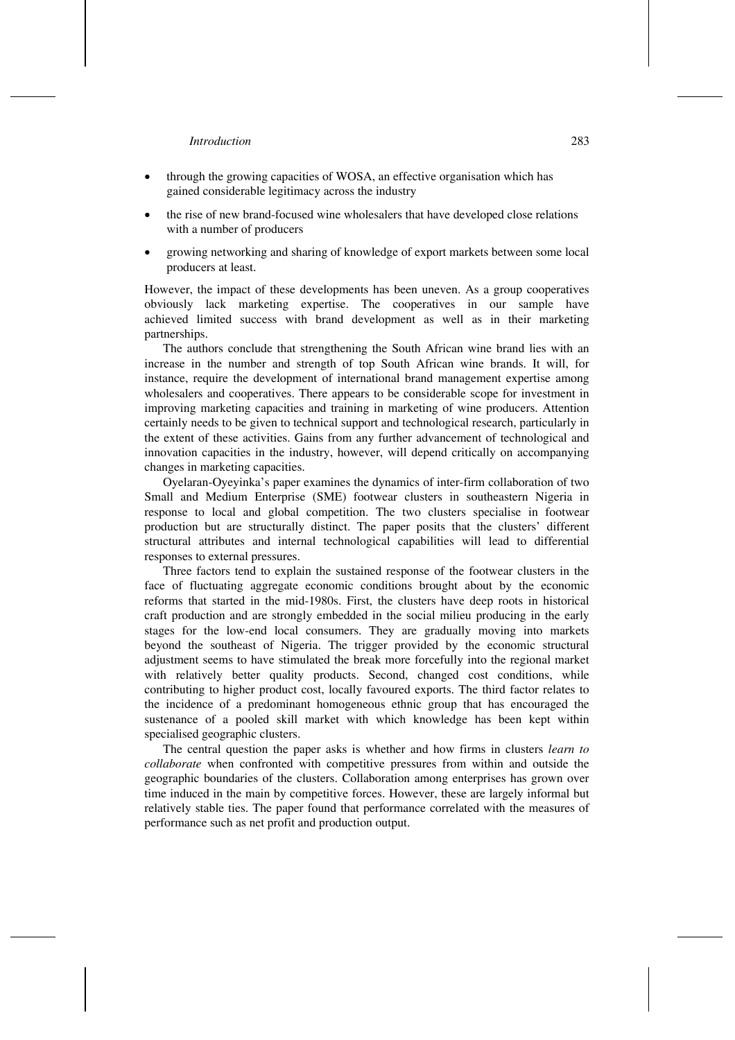- through the growing capacities of WOSA, an effective organisation which has gained considerable legitimacy across the industry
- the rise of new brand-focused wine wholesalers that have developed close relations with a number of producers
- growing networking and sharing of knowledge of export markets between some local producers at least.

However, the impact of these developments has been uneven. As a group cooperatives obviously lack marketing expertise. The cooperatives in our sample have achieved limited success with brand development as well as in their marketing partnerships.

The authors conclude that strengthening the South African wine brand lies with an increase in the number and strength of top South African wine brands. It will, for instance, require the development of international brand management expertise among wholesalers and cooperatives. There appears to be considerable scope for investment in improving marketing capacities and training in marketing of wine producers. Attention certainly needs to be given to technical support and technological research, particularly in the extent of these activities. Gains from any further advancement of technological and innovation capacities in the industry, however, will depend critically on accompanying changes in marketing capacities.

Oyelaran-Oyeyinka's paper examines the dynamics of inter-firm collaboration of two Small and Medium Enterprise (SME) footwear clusters in southeastern Nigeria in response to local and global competition. The two clusters specialise in footwear production but are structurally distinct. The paper posits that the clusters' different structural attributes and internal technological capabilities will lead to differential responses to external pressures.

Three factors tend to explain the sustained response of the footwear clusters in the face of fluctuating aggregate economic conditions brought about by the economic reforms that started in the mid-1980s. First, the clusters have deep roots in historical craft production and are strongly embedded in the social milieu producing in the early stages for the low-end local consumers. They are gradually moving into markets beyond the southeast of Nigeria. The trigger provided by the economic structural adjustment seems to have stimulated the break more forcefully into the regional market with relatively better quality products. Second, changed cost conditions, while contributing to higher product cost, locally favoured exports. The third factor relates to the incidence of a predominant homogeneous ethnic group that has encouraged the sustenance of a pooled skill market with which knowledge has been kept within specialised geographic clusters.

The central question the paper asks is whether and how firms in clusters *learn to collaborate* when confronted with competitive pressures from within and outside the geographic boundaries of the clusters. Collaboration among enterprises has grown over time induced in the main by competitive forces. However, these are largely informal but relatively stable ties. The paper found that performance correlated with the measures of performance such as net profit and production output.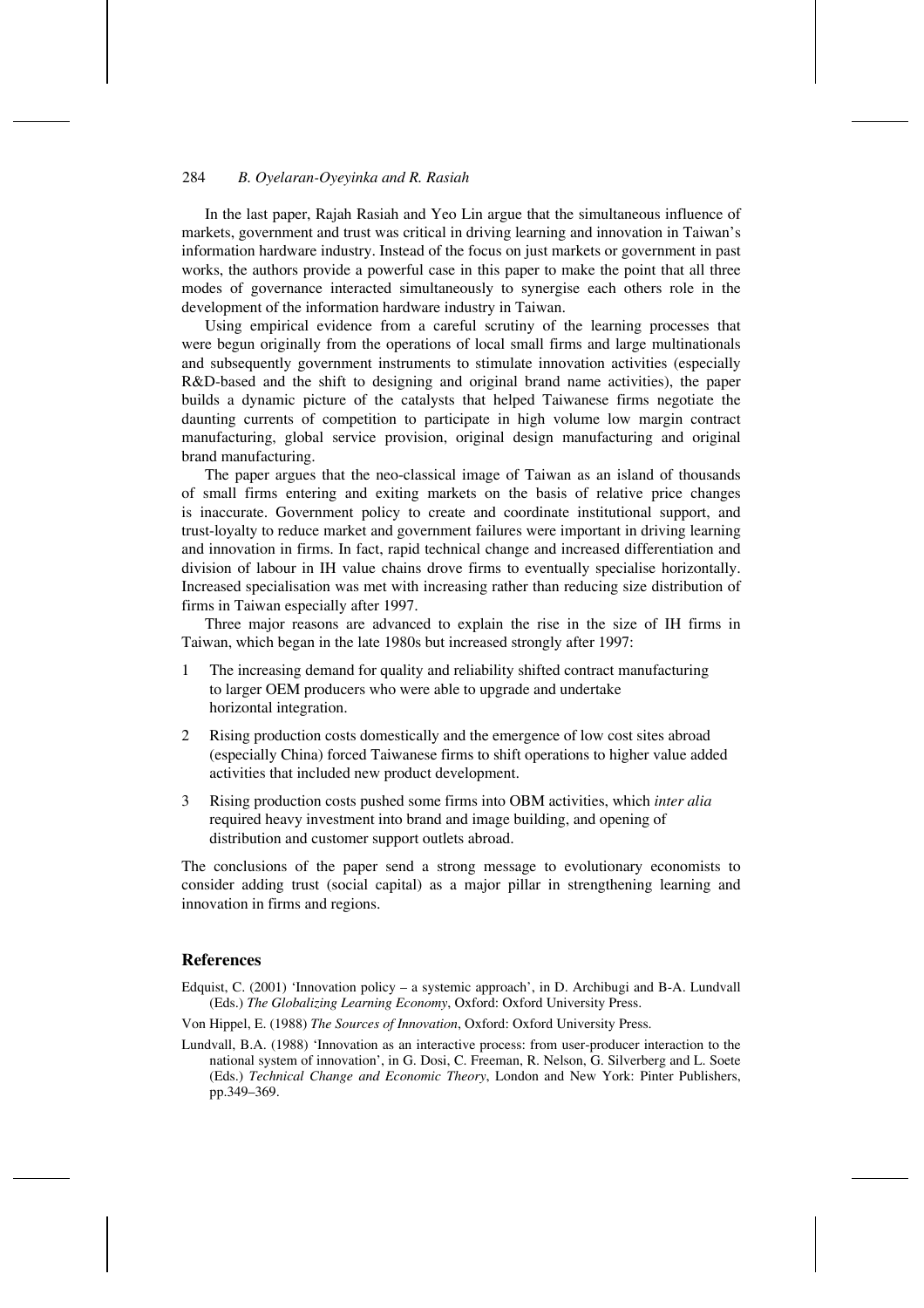In the last paper, Rajah Rasiah and Yeo Lin argue that the simultaneous influence of markets, government and trust was critical in driving learning and innovation in Taiwan's information hardware industry. Instead of the focus on just markets or government in past works, the authors provide a powerful case in this paper to make the point that all three modes of governance interacted simultaneously to synergise each others role in the development of the information hardware industry in Taiwan.

Using empirical evidence from a careful scrutiny of the learning processes that were begun originally from the operations of local small firms and large multinationals and subsequently government instruments to stimulate innovation activities (especially R&D-based and the shift to designing and original brand name activities), the paper builds a dynamic picture of the catalysts that helped Taiwanese firms negotiate the daunting currents of competition to participate in high volume low margin contract manufacturing, global service provision, original design manufacturing and original brand manufacturing.

The paper argues that the neo-classical image of Taiwan as an island of thousands of small firms entering and exiting markets on the basis of relative price changes is inaccurate. Government policy to create and coordinate institutional support, and trust-loyalty to reduce market and government failures were important in driving learning and innovation in firms. In fact, rapid technical change and increased differentiation and division of labour in IH value chains drove firms to eventually specialise horizontally. Increased specialisation was met with increasing rather than reducing size distribution of firms in Taiwan especially after 1997.

Three major reasons are advanced to explain the rise in the size of IH firms in Taiwan, which began in the late 1980s but increased strongly after 1997:

1. The increasing demand for quality and reliability shifted contract manufacturing to larger OEM producers who were able to upgrade and undertake horizontal integration.
2. Rising production costs domestically and the emergence of low cost sites abroad (especially China) forced Taiwanese firms to shift operations to higher value added activities that included new product development.
3. Rising production costs pushed some firms into OBM activities, which *inter alia* required heavy investment into brand and image building, and opening of distribution and customer support outlets abroad.

The conclusions of the paper send a strong message to evolutionary economists to consider adding trust (social capital) as a major pillar in strengthening learning and innovation in firms and regions.

## References

Edquist, C. (2001) 'Innovation policy – a systemic approach', in D. Archibugi and B-A. Lundvall (Eds.) *The Globalizing Learning Economy*, Oxford: Oxford University Press.

Von Hippel, E. (1988) *The Sources of Innovation*, Oxford: Oxford University Press.

Lundvall, B.A. (1988) 'Innovation as an interactive process: from user-producer interaction to the national system of innovation', in G. Dosi, C. Freeman, R. Nelson, G. Silverberg and L. Soete (Eds.) *Technical Change and Economic Theory*, London and New York: Pinter Publishers, pp.349–369.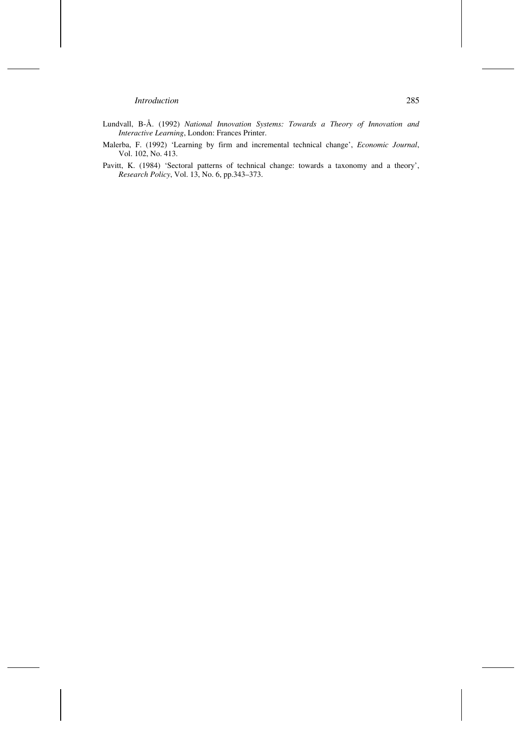Lundvall, B-Å. (1992) *National Innovation Systems: Towards a Theory of Innovation and Interactive Learning*, London: Frances Printer.

Malerba, F. (1992) 'Learning by firm and incremental technical change', *Economic Journal*, Vol. 102, No. 413.

Pavitt, K. (1984) 'Sectoral patterns of technical change: towards a taxonomy and a theory', *Research Policy*, Vol. 13, No. 6, pp.343–373.